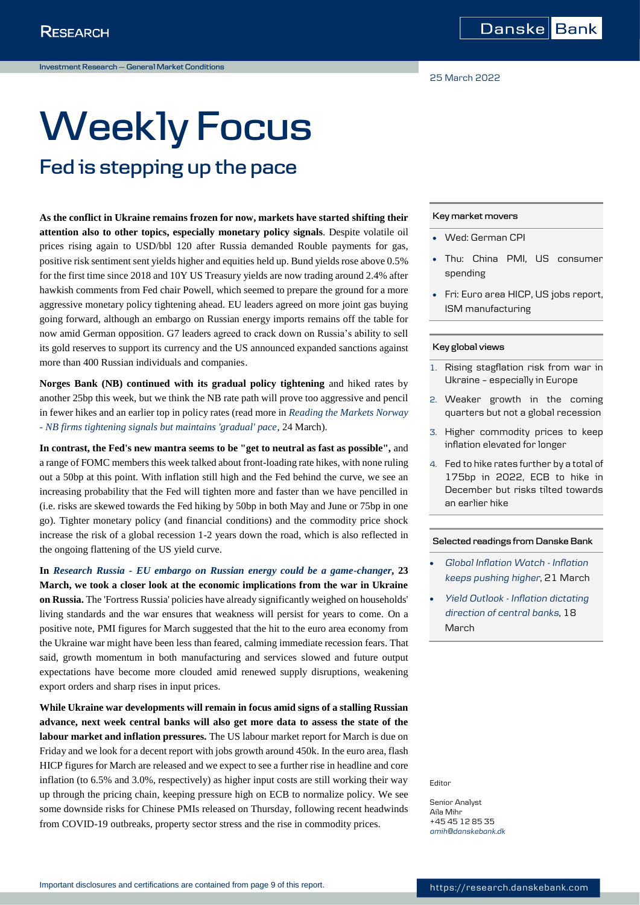Investment Research — General Market Conditions

25 March 2022

# Weekly Focus

## Fed is stepping up the pace

**As the conflict in Ukraine remains frozen for now, markets have started shifting their attention also to other topics, especially monetary policy signals**. Despite volatile oil prices rising again to USD/bbl 120 after Russia demanded Rouble payments for gas, positive risk sentiment sent yields higher and equities held up. Bund yields rose above 0.5% for the first time since 2018 and 10Y US Treasury yields are now trading around 2.4% after hawkish comments from Fed chair Powell, which seemed to prepare the ground for a more aggressive monetary policy tightening ahead. EU leaders agreed on more joint gas buying going forward, although an embargo on Russian energy imports remains off the table for now amid German opposition. G7 leaders agreed to crack down on Russia's ability to sell its gold reserves to support its currency and the US announced expanded sanctions against more than 400 Russian individuals and companies.

**Norges Bank (NB) continued with its gradual policy tightening** and hiked rates by another 25bp this week, but we think the NB rate path will prove too aggressive and pencil in fewer hikes and an earlier top in policy rates (read more in *Reading the Markets Norway - NB firms tightening signals but maintains 'gradual' pace*, 24 March).

**In contrast, the Fed's new mantra seems to be "get to neutral as fast as possible",** and a range of FOMC members this week talked about front-loading rate hikes, with none ruling out a 50bp at this point. With inflation still high and the Fed behind the curve, we see an increasing probability that the Fed will tighten more and faster than we have pencilled in (i.e. risks are skewed towards the Fed hiking by 50bp in both May and June or 75bp in one go). Tighter monetary policy (and financial conditions) and the commodity price shock increase the risk of a global recession 1-2 years down the road, which is also reflected in the ongoing flattening of the US yield curve.

**In *Research Russia - EU embargo on Russian energy could be a game-changer*, 23 March, we took a closer look at the economic implications from the war in Ukraine on Russia.** The 'Fortress Russia' policies have already significantly weighed on households' living standards and the war ensures that weakness will persist for years to come. On a positive note, PMI figures for March suggested that the hit to the euro area economy from the Ukraine war might have been less than feared, calming immediate recession fears. That said, growth momentum in both manufacturing and services slowed and future output expectations have become more clouded amid renewed supply disruptions, weakening export orders and sharp rises in input prices.

**While Ukraine war developments will remain in focus amid signs of a stalling Russian advance, next week central banks will also get more data to assess the state of the labour market and inflation pressures.** The US labour market report for March is due on Friday and we look for a decent report with jobs growth around 450k. In the euro area, flash HICP figures for March are released and we expect to see a further rise in headline and core inflation (to 6.5% and 3.0%, respectively) as higher input costs are still working their way up through the pricing chain, keeping pressure high on ECB to normalize policy. We see some downside risks for Chinese PMIs released on Thursday, following recent headwinds from COVID-19 outbreaks, property sector stress and the rise in commodity prices.

### Key market movers

- Wed: German CPI
- Thu: China PMI, US consumer spending
- Fri: Euro area HICP, US jobs report, ISM manufacturing

### Key global views

1. Rising stagflation risk from war in Ukraine – especially in Europe
2. Weaker growth in the coming quarters but not a global recession
3. Higher commodity prices to keep inflation elevated for longer
4. Fed to hike rates further by a total of 175bp in 2022, ECB to hike in December but risks tilted towards an earlier hike

### Selected readings from Danske Bank

- *Global Inflation Watch - Inflation keeps pushing higher*, 21 March
- *Yield Outlook - Inflation dictating direction of central banks*, 18 March

Editor

Senior Analyst
Aila Mihr
+45 45 12 85 35
amih@danskebank.dk

Important disclosures and certifications are contained from page 9 of this report.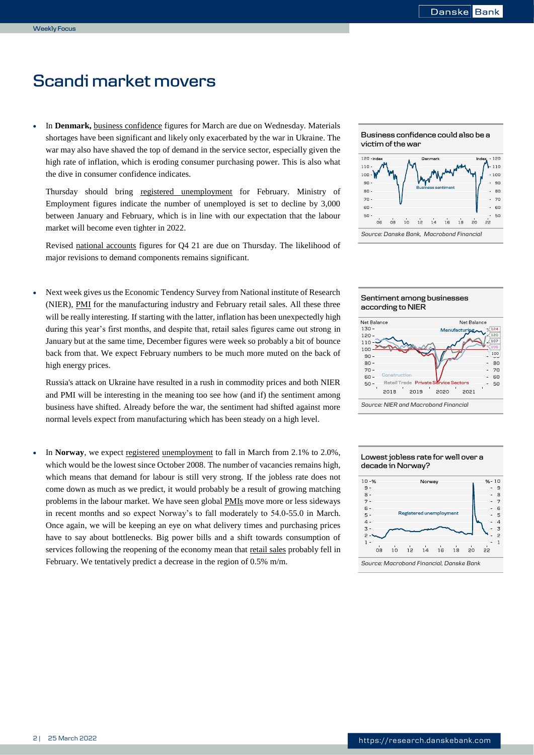# Scandi market movers

- In **Denmark,** business confidence figures for March are due on Wednesday. Materials shortages have been significant and likely only exacerbated by the war in Ukraine. The war may also have shaved the top of demand in the service sector, especially given the high rate of inflation, which is eroding consumer purchasing power. This is also what the dive in consumer confidence indicates.

  Thursday should bring registered unemployment for February. Ministry of Employment figures indicate the number of unemployed is set to decline by 3,000 between January and February, which is in line with our expectation that the labour market will become even tighter in 2022.

  Revised national accounts figures for Q4 21 are due on Thursday. The likelihood of major revisions to demand components remains significant.

- Next week gives us the Economic Tendency Survey from National institute of Research (NIER), PMI for the manufacturing industry and February retail sales. All these three will be really interesting. If starting with the latter, inflation has been unexpectedly high during this year's first months, and despite that, retail sales figures came out strong in January but at the same time, December figures were week so probably a bit of bounce back from that. We expect February numbers to be much more muted on the back of high energy prices.

  Russia's attack on Ukraine have resulted in a rush in commodity prices and both NIER and PMI will be interesting in the meaning too see how (and if) the sentiment among business have shifted. Already before the war, the sentiment had shifted against more normal levels expect from manufacturing which has been steady on a high level.

- In **Norway**, we expect registered unemployment to fall in March from 2.1% to 2.0%, which would be the lowest since October 2008. The number of vacancies remains high, which means that demand for labour is still very strong. If the jobless rate does not come down as much as we predict, it would probably be a result of growing matching problems in the labour market. We have seen global PMIs move more or less sideways in recent months and so expect Norway's to fall moderately to 54.0-55.0 in March. Once again, we will be keeping an eye on what delivery times and purchasing prices have to say about bottlenecks. Big power bills and a shift towards consumption of services following the reopening of the economy mean that retail sales probably fell in February. We tentatively predict a decrease in the region of 0.5% m/m.

**Business confidence could also be a victim of the war**

*Source: Danske Bank, Macrobond Financial*

**Sentiment among businesses according to NIER**

*Source: NIER and Macrobond Financial*

**Lowest jobless rate for well over a decade in Norway?**

*Source: Macrobond Financial, Danske Bank*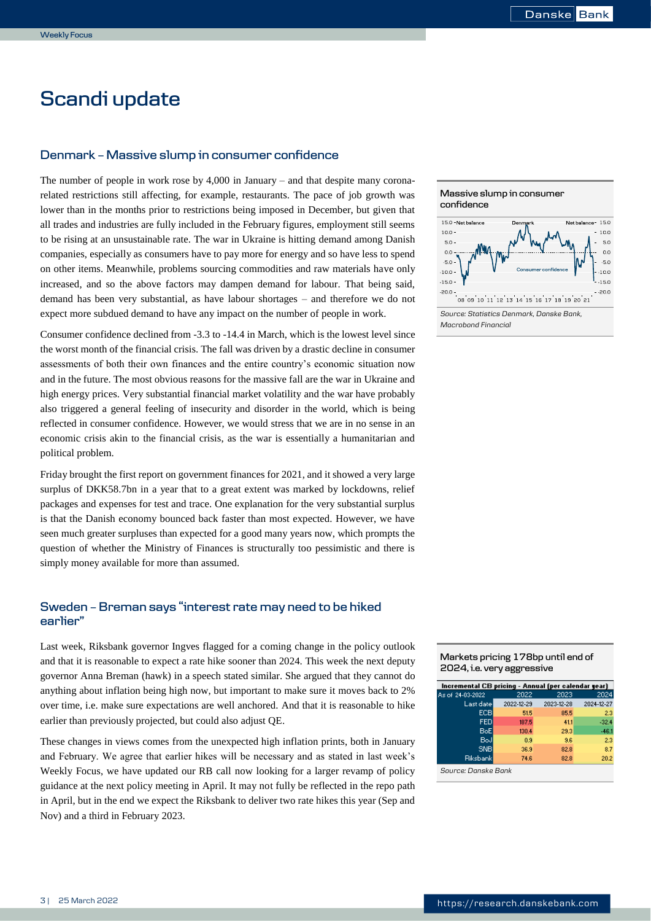# Scandi update

## Denmark – Massive slump in consumer confidence

The number of people in work rose by 4,000 in January – and that despite many corona-related restrictions still affecting, for example, restaurants. The pace of job growth was lower than in the months prior to restrictions being imposed in December, but given that all trades and industries are fully included in the February figures, employment still seems to be rising at an unsustainable rate. The war in Ukraine is hitting demand among Danish companies, especially as consumers have to pay more for energy and so have less to spend on other items. Meanwhile, problems sourcing commodities and raw materials have only increased, and so the above factors may dampen demand for labour. That being said, demand has been very substantial, as have labour shortages – and therefore we do not expect more subdued demand to have any impact on the number of people in work.

Consumer confidence declined from -3.3 to -14.4 in March, which is the lowest level since the worst month of the financial crisis. The fall was driven by a drastic decline in consumer assessments of both their own finances and the entire country's economic situation now and in the future. The most obvious reasons for the massive fall are the war in Ukraine and high energy prices. Very substantial financial market volatility and the war have probably also triggered a general feeling of insecurity and disorder in the world, which is being reflected in consumer confidence. However, we would stress that we are in no sense in an economic crisis akin to the financial crisis, as the war is essentially a humanitarian and political problem.

Friday brought the first report on government finances for 2021, and it showed a very large surplus of DKK58.7bn in a year that to a great extent was marked by lockdowns, relief packages and expenses for test and trace. One explanation for the very substantial surplus is that the Danish economy bounced back faster than most expected. However, we have seen much greater surpluses than expected for a good many years now, which prompts the question of whether the Ministry of Finances is structurally too pessimistic and there is simply money available for more than assumed.

**Massive slump in consumer confidence**

*Source: Statistics Denmark, Danske Bank, Macrobond Financial*

## Sweden – Breman says "interest rate may need to be hiked earlier"

Last week, Riksbank governor Ingves flagged for a coming change in the policy outlook and that it is reasonable to expect a rate hike sooner than 2024. This week the next deputy governor Anna Breman (hawk) in a speech stated similar. She argued that they cannot do anything about inflation being high now, but important to make sure it moves back to 2% over time, i.e. make sure expectations are well anchored. And that it is reasonable to hike earlier than previously projected, but could also adjust QE.

These changes in views comes from the unexpected high inflation prints, both in January and February. We agree that earlier hikes will be necessary and as stated in last week's Weekly Focus, we have updated our RB call now looking for a larger revamp of policy guidance at the next policy meeting in April. It may not fully be reflected in the repo path in April, but in the end we expect the Riksbank to deliver two rate hikes this year (Sep and Nov) and a third in February 2023.

**Markets pricing 178bp until end of 2024, i.e. very aggressive**

| Incremental CB pricing - Annual (per calendar year) | | | |
|---|---|---|---|
| As of 24-03-2022 | 2022 | 2023 | 2024 |
| Last date | 2022-12-29 | 2023-12-28 | 2024-12-27 |
| ECB | 51.5 | 85.5 | 2.3 |
| FED | 187.5 | 41.1 | -32.4 |
| BoE | 130.4 | 29.3 | -46.1 |
| BoJ | 0.9 | 9.6 | 2.3 |
| SNB | 36.9 | 82.8 | 8.7 |
| Riksbank | 74.6 | 82.8 | 20.2 |

*Source: Danske Bank*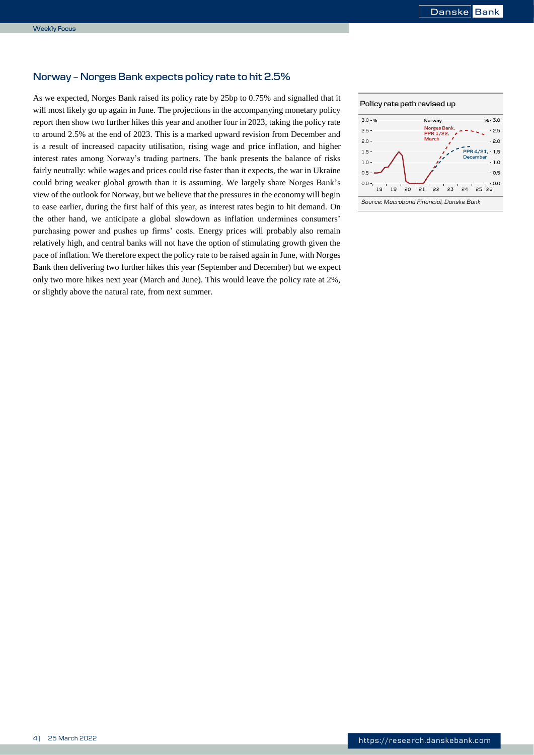## Norway – Norges Bank expects policy rate to hit 2.5%

As we expected, Norges Bank raised its policy rate by 25bp to 0.75% and signalled that it will most likely go up again in June. The projections in the accompanying monetary policy report then show two further hikes this year and another four in 2023, taking the policy rate to around 2.5% at the end of 2023. This is a marked upward revision from December and is a result of increased capacity utilisation, rising wage and price inflation, and higher interest rates among Norway's trading partners. The bank presents the balance of risks fairly neutrally: while wages and prices could rise faster than it expects, the war in Ukraine could bring weaker global growth than it is assuming. We largely share Norges Bank's view of the outlook for Norway, but we believe that the pressures in the economy will begin to ease earlier, during the first half of this year, as interest rates begin to hit demand. On the other hand, we anticipate a global slowdown as inflation undermines consumers' purchasing power and pushes up firms' costs. Energy prices will probably also remain relatively high, and central banks will not have the option of stimulating growth given the pace of inflation. We therefore expect the policy rate to be raised again in June, with Norges Bank then delivering two further hikes this year (September and December) but we expect only two more hikes next year (March and June). This would leave the policy rate at 2%, or slightly above the natural rate, from next summer.

**Policy rate path revised up**

*Source: Macrobond Financial, Danske Bank*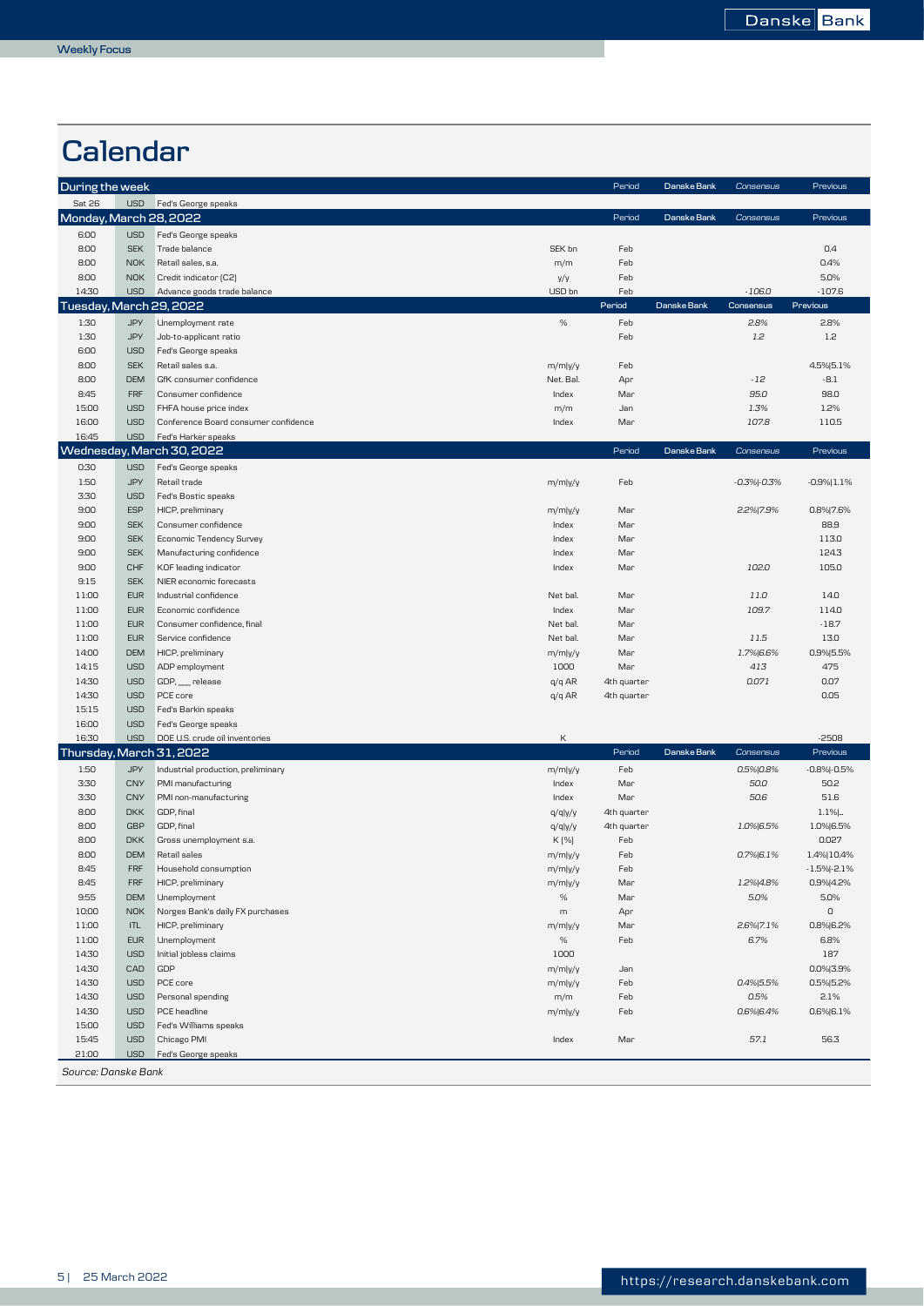# Calendar

| During the week | | | | Period | Danske Bank | Consensus | Previous |
|---|---|---|---|---|---|---|---|
| Sat 26 | USD | Fed's George speaks | | | | | |
| **Monday, March 28, 2022** | | | | **Period** | **Danske Bank** | **Consensus** | **Previous** |
| 6:00 | USD | Fed's George speaks | | | | | |
| 8:00 | SEK | Trade balance | SEK bn | Feb | | | 0.4 |
| 8:00 | NOK | Retail sales, s.a. | m/m | Feb | | | 0.4% |
| 8:00 | NOK | Credit indicator (C2) | y/y | Feb | | | 5.0% |
| 14:30 | USD | Advance goods trade balance | USD bn | Feb | | -106.0 | -107.6 |
| **Tuesday, March 29, 2022** | | | | **Period** | **Danske Bank** | **Consensus** | **Previous** |
| 1:30 | JPY | Unemployment rate | % | Feb | | 2.8% | 2.8% |
| 1:30 | JPY | Job-to-applicant ratio | | Feb | | 1.2 | 1.2 |
| 6:00 | USD | Fed's George speaks | | | | | |
| 8:00 | SEK | Retail sales s.a. | m/m\|y/y | Feb | | | 4.5%\|5.1% |
| 8:00 | DEM | GfK consumer confidence | Net. Bal. | Apr | | -12 | -8.1 |
| 8:45 | FRF | Consumer confidence | Index | Mar | | 95.0 | 98.0 |
| 15:00 | USD | FHFA house price index | m/m | Jan | | 1.3% | 1.2% |
| 16:00 | USD | Conference Board consumer confidence | Index | Mar | | 107.8 | 110.5 |
| 16:45 | USD | Fed's Harker speaks | | | | | |
| **Wednesday, March 30, 2022** | | | | **Period** | **Danske Bank** | **Consensus** | **Previous** |
| 0:30 | USD | Fed's George speaks | | | | | |
| 1:50 | JPY | Retail trade | m/m\|y/y | Feb | | -0.3%\|-0.3% | -0.9%\|1.1% |
| 3:30 | USD | Fed's Bostic speaks | | | | | |
| 9:00 | ESP | HICP, preliminary | m/m\|y/y | Mar | | 2.2%\|7.9% | 0.8%\|7.6% |
| 9:00 | SEK | Consumer confidence | Index | Mar | | | 88.9 |
| 9:00 | SEK | Economic Tendency Survey | Index | Mar | | | 113.0 |
| 9:00 | SEK | Manufacturing confidence | Index | Mar | | | 124.3 |
| 9:00 | CHF | KOF leading indicator | Index | Mar | | 102.0 | 105.0 |
| 9:15 | SEK | NIER economic forecasts | | | | | |
| 11:00 | EUR | Industrial confidence | Net bal. | Mar | | 11.0 | 14.0 |
| 11:00 | EUR | Economic confidence | Index | Mar | | 109.7 | 114.0 |
| 11:00 | EUR | Consumer confidence, final | Net bal. | Mar | | | -18.7 |
| 11:00 | EUR | Service confidence | Net bal. | Mar | | 11.5 | 13.0 |
| 14:00 | DEM | HICP, preliminary | m/m\|y/y | Mar | | 1.7%\|6.6% | 0.9%\|5.5% |
| 14:15 | USD | ADP employment | 1000 | Mar | | 413 | 475 |
| 14:30 | USD | GDP, ___ release | q/q AR | 4th quarter | | 0.071 | 0.07 |
| 14:30 | USD | PCE core | q/q AR | 4th quarter | | | 0.05 |
| 15:15 | USD | Fed's Barkin speaks | | | | | |
| 16:00 | USD | Fed's George speaks | | | | | |
| 16:30 | USD | DOE U.S. crude oil inventories | K | | | | -2508 |
| **Thursday, March 31, 2022** | | | | **Period** | **Danske Bank** | **Consensus** | **Previous** |
| 1:50 | JPY | Industrial production, preliminary | m/m\|y/y | Feb | | 0.5%\|0.8% | -0.8%\|-0.5% |
| 3:30 | CNY | PMI manufacturing | Index | Mar | | 50.0 | 50.2 |
| 3:30 | CNY | PMI non-manufacturing | Index | Mar | | 50.6 | 51.6 |
| 8:00 | DKK | GDP, final | q/q\|y/y | 4th quarter | | | 1.1%\|.. |
| 8:00 | GBP | GDP, final | q/q\|y/y | 4th quarter | | 1.0%\|6.5% | 1.0%\|6.5% |
| 8:00 | DKK | Gross unemployment s.a. | K (%) | Feb | | | 0.027 |
| 8:00 | DEM | Retail sales | m/m\|y/y | Feb | | 0.7%\|6.1% | 1.4%\|10.4% |
| 8:45 | FRF | Household consumption | m/m\|y/y | Feb | | | -1.5%\|-2.1% |
| 8:45 | FRF | HICP, preliminary | m/m\|y/y | Mar | | 1.2%\|4.8% | 0.9%\|4.2% |
| 9:55 | DEM | Unemployment | % | Mar | | 5.0% | 5.0% |
| 10:00 | NOK | Norges Bank's daily FX purchases | m | Apr | | | 0 |
| 11:00 | ITL | HICP, preliminary | m/m\|y/y | Mar | | 2.6%\|7.1% | 0.8%\|6.2% |
| 11:00 | EUR | Unemployment | % | Feb | | 6.7% | 6.8% |
| 14:30 | USD | Initial jobless claims | 1000 | | | | 187 |
| 14:30 | CAD | GDP | m/m\|y/y | Jan | | | 0.0%\|3.9% |
| 14:30 | USD | PCE core | m/m\|y/y | Feb | | 0.4%\|5.5% | 0.5%\|5.2% |
| 14:30 | USD | Personal spending | m/m | Feb | | 0.5% | 2.1% |
| 14:30 | USD | PCE headline | m/m\|y/y | Feb | | 0.6%\|6.4% | 0.6%\|6.1% |
| 15:00 | USD | Fed's Williams speaks | | | | | |
| 15:45 | USD | Chicago PMI | Index | Mar | | 57.1 | 56.3 |
| 21:00 | USD | Fed's George speaks | | | | | |

*Source: Danske Bank*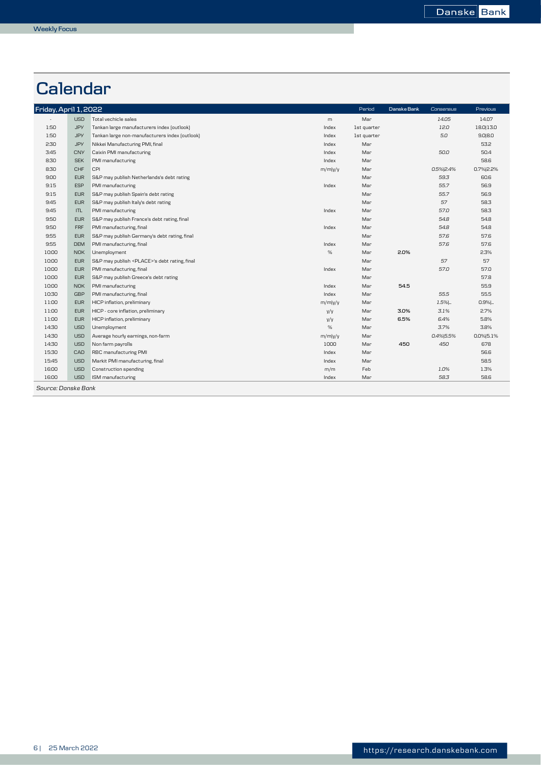# Calendar

| Friday, April 1, 2022 | | | | Period | Danske Bank | Consensus | Previous |
|---|---|---|---|---|---|---|---|
| - | USD | Total vechicle sales | m | Mar | | 14.05 | 14.07 |
| 1:50 | JPY | Tankan large manufacturers index (outlook) | Index | 1st quarter | | 12.0 | 18.0\|13.0 |
| 1:50 | JPY | Tankan large non-manufacturers index (outlook) | Index | 1st quarter | | 5.0 | 9.0\|8.0 |
| 2:30 | JPY | Nikkei Manufacturing PMI, final | Index | Mar | | | 53.2 |
| 3:45 | CNY | Caixin PMI manufacturing | Index | Mar | | 50.0 | 50.4 |
| 8:30 | SEK | PMI manufacturing | Index | Mar | | | 58.6 |
| 8:30 | CHF | CPI | m/m\|y/y | Mar | | 0.5%\|2.4% | 0.7%\|2.2% |
| 9:00 | EUR | S&P may publish Netherlands's debt rating | | Mar | | 59.3 | 60.6 |
| 9:15 | ESP | PMI manufacturing | Index | Mar | | 55.7 | 56.9 |
| 9:15 | EUR | S&P may publish Spain's debt rating | | Mar | | 55.7 | 56.9 |
| 9:45 | EUR | S&P may publish Italy's debt rating | | Mar | | 57 | 58.3 |
| 9:45 | ITL | PMI manufacturing | Index | Mar | | 57.0 | 58.3 |
| 9:50 | EUR | S&P may publish France's debt rating, final | | Mar | | 54.8 | 54.8 |
| 9:50 | FRF | PMI manufacturing, final | Index | Mar | | 54.8 | 54.8 |
| 9:55 | EUR | S&P may publish Germany's debt rating, final | | Mar | | 57.6 | 57.6 |
| 9:55 | DEM | PMI manufacturing, final | Index | Mar | | 57.6 | 57.6 |
| 10:00 | NOK | Unemployment | % | Mar | 2.0% | | 2.3% |
| 10:00 | EUR | S&P may publish <PLACE>'s debt rating, final | | Mar | | 57 | 57 |
| 10:00 | EUR | PMI manufacturing, final | Index | Mar | | 57.0 | 57.0 |
| 10:00 | EUR | S&P may publish Greece's debt rating | | Mar | | | 57.8 |
| 10:00 | NOK | PMI manufacturing | Index | Mar | 54.5 | | 55.9 |
| 10:30 | GBP | PMI manufacturing, final | Index | Mar | | 55.5 | 55.5 |
| 11:00 | EUR | HICP inflation, preliminary | m/m\|y/y | Mar | | 1.5%\|.. | 0.9%\|.. |
| 11:00 | EUR | HICP - core inflation, preliminary | y/y | Mar | 3.0% | 3.1% | 2.7% |
| 11:00 | EUR | HICP inflation, preliminary | y/y | Mar | 6.5% | 6.4% | 5.8% |
| 14:30 | USD | Unemployment | % | Mar | | 3.7% | 3.8% |
| 14:30 | USD | Average hourly earnings, non-farm | m/m\|y/y | Mar | | 0.4%\|5.5% | 0.0%\|5.1% |
| 14:30 | USD | Non farm payrolls | 1000 | Mar | 450 | 450 | 678 |
| 15:30 | CAD | RBC manufacturing PMI | Index | Mar | | | 56.6 |
| 15:45 | USD | Markit PMI manufacturing, final | Index | Mar | | | 58.5 |
| 16:00 | USD | Construction spending | m/m | Feb | | 1.0% | 1.3% |
| 16:00 | USD | ISM manufacturing | Index | Mar | | 58.3 | 58.6 |

*Source: Danske Bank*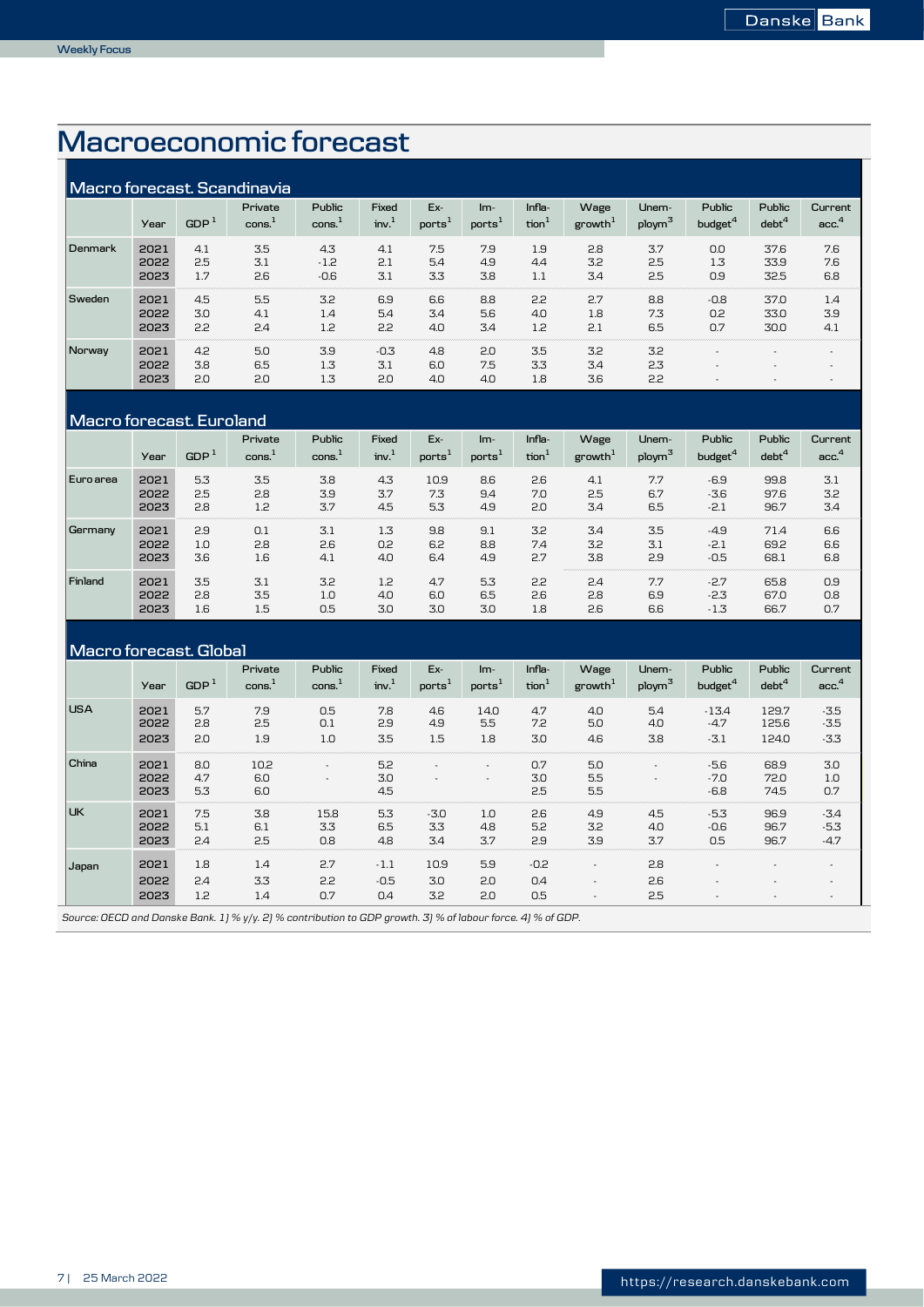# Macroeconomic forecast

## Macro forecast. Scandinavia

| | Year | GDP[1] | Private cons.[1] | Public cons.[1] | Fixed inv.[1] | Ex-ports[1] | Im-ports[1] | Infla-tion[1] | Wage growth[1] | Unem-ploym[3] | Public budget[4] | Public debt[4] | Current acc.[4] |
|---|---|---|---|---|---|---|---|---|---|---|---|---|---|
| Denmark | 2021 | 4.1 | 3.5 | 4.3 | 4.1 | 7.5 | 7.9 | 1.9 | 2.8 | 3.7 | 0.0 | 37.6 | 7.6 |
| | 2022 | 2.5 | 3.1 | -1.2 | 2.1 | 5.4 | 4.9 | 4.4 | 3.2 | 2.5 | 1.3 | 33.9 | 7.6 |
| | 2023 | 1.7 | 2.6 | -0.6 | 3.1 | 3.3 | 3.8 | 1.1 | 3.4 | 2.5 | 0.9 | 32.5 | 6.8 |
| Sweden | 2021 | 4.5 | 5.5 | 3.2 | 6.9 | 6.6 | 8.8 | 2.2 | 2.7 | 8.8 | -0.8 | 37.0 | 1.4 |
| | 2022 | 3.0 | 4.1 | 1.4 | 5.4 | 3.4 | 5.6 | 4.0 | 1.8 | 7.3 | 0.2 | 33.0 | 3.9 |
| | 2023 | 2.2 | 2.4 | 1.2 | 2.2 | 4.0 | 3.4 | 1.2 | 2.1 | 6.5 | 0.7 | 30.0 | 4.1 |
| Norway | 2021 | 4.2 | 5.0 | 3.9 | -0.3 | 4.8 | 2.0 | 3.5 | 3.2 | 3.2 | - | - | - |
| | 2022 | 3.8 | 6.5 | 1.3 | 3.1 | 6.0 | 7.5 | 3.3 | 3.4 | 2.3 | - | - | - |
| | 2023 | 2.0 | 2.0 | 1.3 | 2.0 | 4.0 | 4.0 | 1.8 | 3.6 | 2.2 | - | - | - |

## Macro forecast. Euroland

| | Year | GDP[1] | Private cons.[1] | Public cons.[1] | Fixed inv.[1] | Ex-ports[1] | Im-ports[1] | Infla-tion[1] | Wage growth[1] | Unem-ploym[3] | Public budget[4] | Public debt[4] | Current acc.[4] |
|---|---|---|---|---|---|---|---|---|---|---|---|---|---|
| Euro area | 2021 | 5.3 | 3.5 | 3.8 | 4.3 | 10.9 | 8.6 | 2.6 | 4.1 | 7.7 | -6.9 | 99.8 | 3.1 |
| | 2022 | 2.5 | 2.8 | 3.9 | 3.7 | 7.3 | 9.4 | 7.0 | 2.5 | 6.7 | -3.6 | 97.6 | 3.2 |
| | 2023 | 2.8 | 1.2 | 3.7 | 4.5 | 5.3 | 4.9 | 2.0 | 3.4 | 6.5 | -2.1 | 96.7 | 3.4 |
| Germany | 2021 | 2.9 | 0.1 | 3.1 | 1.3 | 9.8 | 9.1 | 3.2 | 3.4 | 3.5 | -4.9 | 71.4 | 6.6 |
| | 2022 | 1.0 | 2.8 | 2.6 | 0.2 | 6.2 | 8.8 | 7.4 | 3.2 | 3.1 | -2.1 | 69.2 | 6.6 |
| | 2023 | 3.6 | 1.6 | 4.1 | 4.0 | 6.4 | 4.9 | 2.7 | 3.8 | 2.9 | -0.5 | 68.1 | 6.8 |
| Finland | 2021 | 3.5 | 3.1 | 3.2 | 1.2 | 4.7 | 5.3 | 2.2 | 2.4 | 7.7 | -2.7 | 65.8 | 0.9 |
| | 2022 | 2.8 | 3.5 | 1.0 | 4.0 | 6.0 | 6.5 | 2.6 | 2.8 | 6.9 | -2.3 | 67.0 | 0.8 |
| | 2023 | 1.6 | 1.5 | 0.5 | 3.0 | 3.0 | 3.0 | 1.8 | 2.6 | 6.6 | -1.3 | 66.7 | 0.7 |

## Macro forecast. Global

| | Year | GDP[1] | Private cons.[1] | Public cons.[1] | Fixed inv.[1] | Ex-ports[1] | Im-ports[1] | Infla-tion[1] | Wage growth[1] | Unem-ploym[3] | Public budget[4] | Public debt[4] | Current acc.[4] |
|---|---|---|---|---|---|---|---|---|---|---|---|---|---|
| USA | 2021 | 5.7 | 7.9 | 0.5 | 7.8 | 4.6 | 14.0 | 4.7 | 4.0 | 5.4 | -13.4 | 129.7 | -3.5 |
| | 2022 | 2.8 | 2.5 | 0.1 | 2.9 | 4.9 | 5.5 | 7.2 | 5.0 | 4.0 | -4.7 | 125.6 | -3.5 |
| | 2023 | 2.0 | 1.9 | 1.0 | 3.5 | 1.5 | 1.8 | 3.0 | 4.6 | 3.8 | -3.1 | 124.0 | -3.3 |
| China | 2021 | 8.0 | 10.2 | - | 5.2 | - | - | 0.7 | 5.0 | - | -5.6 | 68.9 | 3.0 |
| | 2022 | 4.7 | 6.0 | - | 3.0 | - | - | 3.0 | 5.5 | - | -7.0 | 72.0 | 1.0 |
| | 2023 | 5.3 | 6.0 | | 4.5 | | | 2.5 | 5.5 | | -6.8 | 74.5 | 0.7 |
| UK | 2021 | 7.5 | 3.8 | 15.8 | 5.3 | -3.0 | 1.0 | 2.6 | 4.9 | 4.5 | -5.3 | 96.9 | -3.4 |
| | 2022 | 5.1 | 6.1 | 3.3 | 6.5 | 3.3 | 4.8 | 5.2 | 3.2 | 4.0 | -0.6 | 96.7 | -5.3 |
| | 2023 | 2.4 | 2.5 | 0.8 | 4.8 | 3.4 | 3.7 | 2.9 | 3.9 | 3.7 | 0.5 | 96.7 | -4.7 |
| Japan | 2021 | 1.8 | 1.4 | 2.7 | -1.1 | 10.9 | 5.9 | -0.2 | - | 2.8 | - | - | - |
| | 2022 | 2.4 | 3.3 | 2.2 | -0.5 | 3.0 | 2.0 | 0.4 | - | 2.6 | - | - | - |
| | 2023 | 1.2 | 1.4 | 0.7 | 0.4 | 3.2 | 2.0 | 0.5 | - | 2.5 | - | - | - |

*Source: OECD and Danske Bank. 1) % y/y. 2) % contribution to GDP growth. 3) % of labour force. 4) % of GDP.*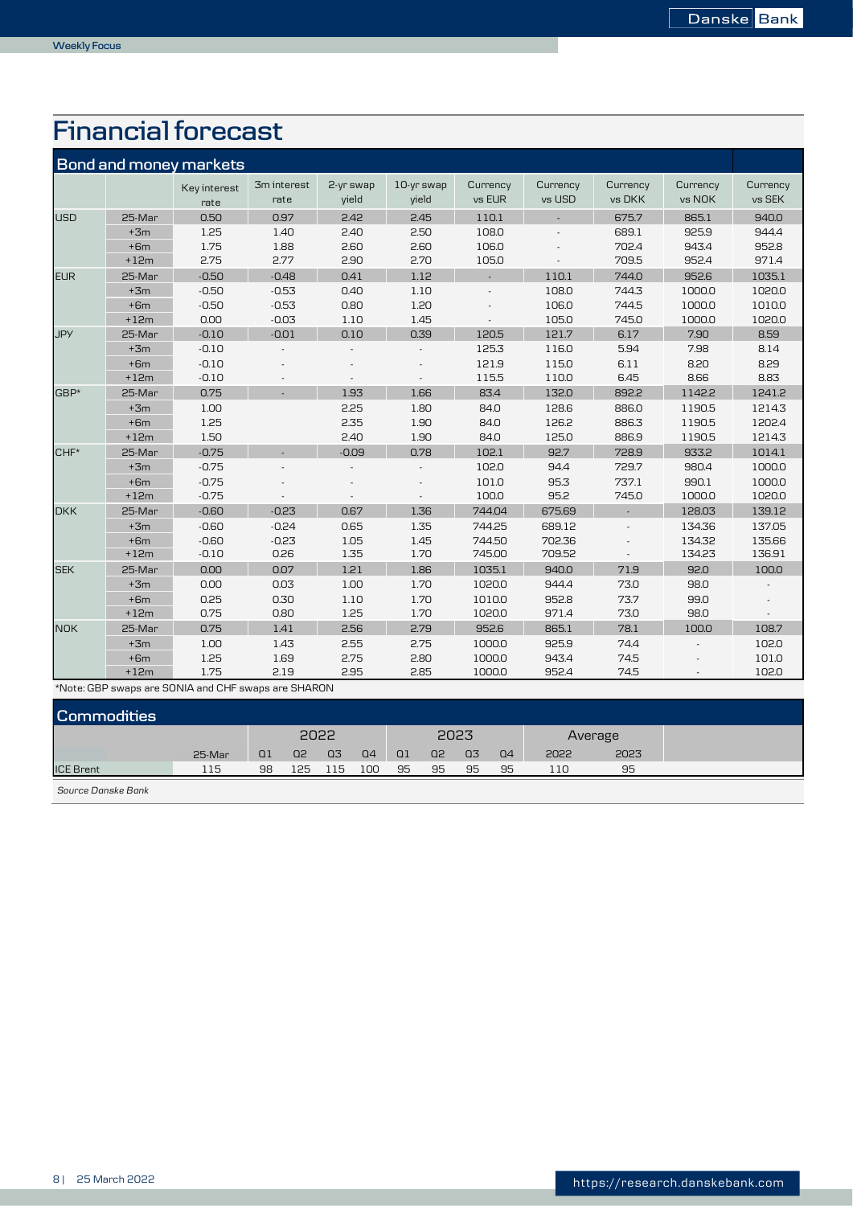# Financial forecast

## Bond and money markets

| | | Key interest rate | 3m interest rate | 2-yr swap yield | 10-yr swap yield | Currency vs EUR | Currency vs USD | Currency vs DKK | Currency vs NOK | Currency vs SEK |
|---|---|---|---|---|---|---|---|---|---|---|
| USD | 25-Mar | 0.50 | 0.97 | 2.42 | 2.45 | 110.1 | - | 675.7 | 865.1 | 940.0 |
| | +3m | 1.25 | 1.40 | 2.40 | 2.50 | 108.0 | - | 689.1 | 925.9 | 944.4 |
| | +6m | 1.75 | 1.88 | 2.60 | 2.60 | 106.0 | - | 702.4 | 943.4 | 952.8 |
| | +12m | 2.75 | 2.77 | 2.90 | 2.70 | 105.0 | - | 709.5 | 952.4 | 971.4 |
| EUR | 25-Mar | -0.50 | -0.48 | 0.41 | 1.12 | - | 110.1 | 744.0 | 952.6 | 1035.1 |
| | +3m | -0.50 | -0.53 | 0.40 | 1.10 | - | 108.0 | 744.3 | 1000.0 | 1020.0 |
| | +6m | -0.50 | -0.53 | 0.80 | 1.20 | - | 106.0 | 744.5 | 1000.0 | 1010.0 |
| | +12m | 0.00 | -0.03 | 1.10 | 1.45 | - | 105.0 | 745.0 | 1000.0 | 1020.0 |
| JPY | 25-Mar | -0.10 | -0.01 | 0.10 | 0.39 | 120.5 | 121.7 | 6.17 | 7.90 | 8.59 |
| | +3m | -0.10 | - | - | - | 125.3 | 116.0 | 5.94 | 7.98 | 8.14 |
| | +6m | -0.10 | - | - | - | 121.9 | 115.0 | 6.11 | 8.20 | 8.29 |
| | +12m | -0.10 | - | - | - | 115.5 | 110.0 | 6.45 | 8.66 | 8.83 |
| GBP* | 25-Mar | 0.75 | - | 1.93 | 1.66 | 83.4 | 132.0 | 892.2 | 1142.2 | 1241.2 |
| | +3m | 1.00 | | 2.25 | 1.80 | 84.0 | 128.6 | 886.0 | 1190.5 | 1214.3 |
| | +6m | 1.25 | | 2.35 | 1.90 | 84.0 | 126.2 | 886.3 | 1190.5 | 1202.4 |
| | +12m | 1.50 | | 2.40 | 1.90 | 84.0 | 125.0 | 886.9 | 1190.5 | 1214.3 |
| CHF* | 25-Mar | -0.75 | - | -0.09 | 0.78 | 102.1 | 92.7 | 728.9 | 933.2 | 1014.1 |
| | +3m | -0.75 | - | - | - | 102.0 | 94.4 | 729.7 | 980.4 | 1000.0 |
| | +6m | -0.75 | - | - | - | 101.0 | 95.3 | 737.1 | 990.1 | 1000.0 |
| | +12m | -0.75 | - | - | - | 100.0 | 95.2 | 745.0 | 1000.0 | 1020.0 |
| DKK | 25-Mar | -0.60 | -0.23 | 0.67 | 1.36 | 744.04 | 675.69 | - | 128.03 | 139.12 |
| | +3m | -0.60 | -0.24 | 0.65 | 1.35 | 744.25 | 689.12 | - | 134.36 | 137.05 |
| | +6m | -0.60 | -0.23 | 1.05 | 1.45 | 744.50 | 702.36 | - | 134.32 | 135.66 |
| | +12m | -0.10 | 0.26 | 1.35 | 1.70 | 745.00 | 709.52 | - | 134.23 | 136.91 |
| SEK | 25-Mar | 0.00 | 0.07 | 1.21 | 1.86 | 1035.1 | 940.0 | 71.9 | 92.0 | 100.0 |
| | +3m | 0.00 | 0.03 | 1.00 | 1.70 | 1020.0 | 944.4 | 73.0 | 98.0 | - |
| | +6m | 0.25 | 0.30 | 1.10 | 1.70 | 1010.0 | 952.8 | 73.7 | 99.0 | - |
| | +12m | 0.75 | 0.80 | 1.25 | 1.70 | 1020.0 | 971.4 | 73.0 | 98.0 | - |
| NOK | 25-Mar | 0.75 | 1.41 | 2.56 | 2.79 | 952.6 | 865.1 | 78.1 | 100.0 | 108.7 |
| | +3m | 1.00 | 1.43 | 2.55 | 2.75 | 1000.0 | 925.9 | 74.4 | - | 102.0 |
| | +6m | 1.25 | 1.69 | 2.75 | 2.80 | 1000.0 | 943.4 | 74.5 | - | 101.0 |
| | +12m | 1.75 | 2.19 | 2.95 | 2.85 | 1000.0 | 952.4 | 74.5 | - | 102.0 |

*Note: GBP swaps are SONIA and CHF swaps are SHARON

## Commodities

| | | 2022 | | | | 2023 | | | | Average | |
|---|---|---|---|---|---|---|---|---|---|---|---|
| | 25-Mar | Q1 | Q2 | Q3 | Q4 | Q1 | Q2 | Q3 | Q4 | 2022 | 2023 |
| ICE Brent | 115 | 98 | 125 | 115 | 100 | 95 | 95 | 95 | 95 | 110 | 95 |

*Source Danske Bank*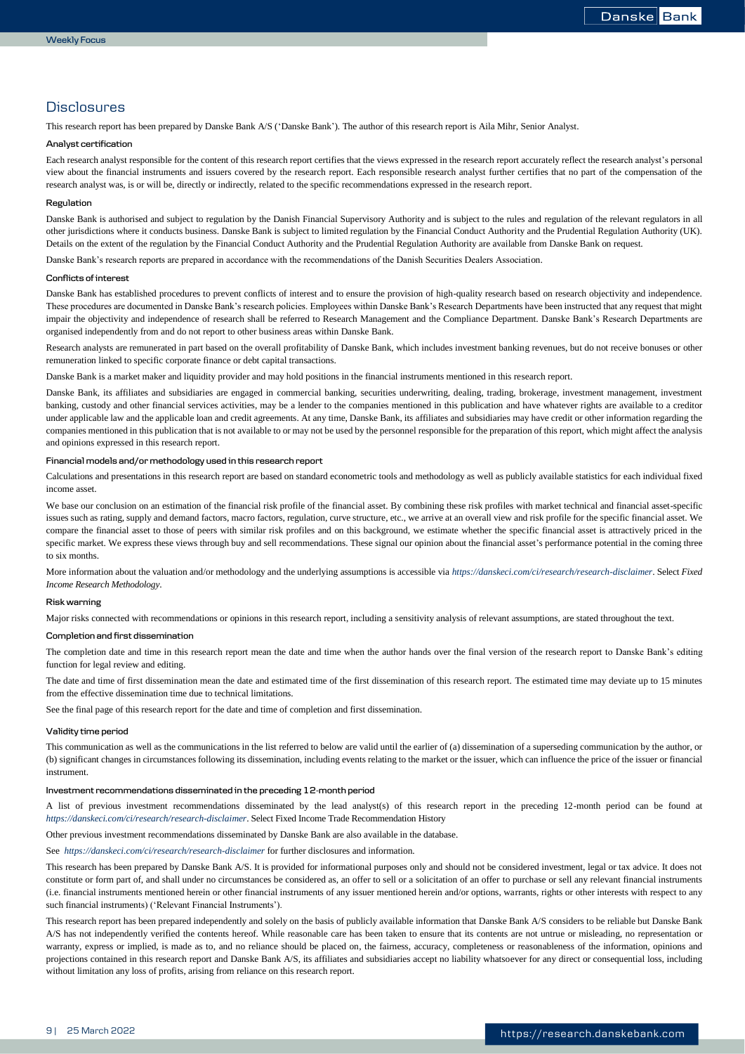# Disclosures

This research report has been prepared by Danske Bank A/S ('Danske Bank'). The author of this research report is Aila Mihr, Senior Analyst.

### Analyst certification

Each research analyst responsible for the content of this research report certifies that the views expressed in the research report accurately reflect the research analyst's personal view about the financial instruments and issuers covered by the research report. Each responsible research analyst further certifies that no part of the compensation of the research analyst was, is or will be, directly or indirectly, related to the specific recommendations expressed in the research report.

### Regulation

Danske Bank is authorised and subject to regulation by the Danish Financial Supervisory Authority and is subject to the rules and regulation of the relevant regulators in all other jurisdictions where it conducts business. Danske Bank is subject to limited regulation by the Financial Conduct Authority and the Prudential Regulation Authority (UK). Details on the extent of the regulation by the Financial Conduct Authority and the Prudential Regulation Authority are available from Danske Bank on request.

Danske Bank's research reports are prepared in accordance with the recommendations of the Danish Securities Dealers Association.

### Conflicts of interest

Danske Bank has established procedures to prevent conflicts of interest and to ensure the provision of high-quality research based on research objectivity and independence. These procedures are documented in Danske Bank's research policies. Employees within Danske Bank's Research Departments have been instructed that any request that might impair the objectivity and independence of research shall be referred to Research Management and the Compliance Department. Danske Bank's Research Departments are organised independently from and do not report to other business areas within Danske Bank.

Research analysts are remunerated in part based on the overall profitability of Danske Bank, which includes investment banking revenues, but do not receive bonuses or other remuneration linked to specific corporate finance or debt capital transactions.

Danske Bank is a market maker and liquidity provider and may hold positions in the financial instruments mentioned in this research report.

Danske Bank, its affiliates and subsidiaries are engaged in commercial banking, securities underwriting, dealing, trading, brokerage, investment management, investment banking, custody and other financial services activities, may be a lender to the companies mentioned in this publication and have whatever rights are available to a creditor under applicable law and the applicable loan and credit agreements. At any time, Danske Bank, its affiliates and subsidiaries may have credit or other information regarding the companies mentioned in this publication that is not available to or may not be used by the personnel responsible for the preparation of this report, which might affect the analysis and opinions expressed in this research report.

### Financial models and/or methodology used in this research report

Calculations and presentations in this research report are based on standard econometric tools and methodology as well as publicly available statistics for each individual fixed income asset.

We base our conclusion on an estimation of the financial risk profile of the financial asset. By combining these risk profiles with market technical and financial asset-specific issues such as rating, supply and demand factors, macro factors, regulation, curve structure, etc., we arrive at an overall view and risk profile for the specific financial asset. We compare the financial asset to those of peers with similar risk profiles and on this background, we estimate whether the specific financial asset is attractively priced in the specific market. We express these views through buy and sell recommendations. These signal our opinion about the financial asset's performance potential in the coming three to six months.

More information about the valuation and/or methodology and the underlying assumptions is accessible via *https://danskeci.com/ci/research/research-disclaimer*. Select *Fixed Income Research Methodology*.

### Risk warning

Major risks connected with recommendations or opinions in this research report, including a sensitivity analysis of relevant assumptions, are stated throughout the text.

### Completion and first dissemination

The completion date and time in this research report mean the date and time when the author hands over the final version of the research report to Danske Bank's editing function for legal review and editing.

The date and time of first dissemination mean the date and estimated time of the first dissemination of this research report. The estimated time may deviate up to 15 minutes from the effective dissemination time due to technical limitations.

See the final page of this research report for the date and time of completion and first dissemination.

### Validity time period

This communication as well as the communications in the list referred to below are valid until the earlier of (a) dissemination of a superseding communication by the author, or (b) significant changes in circumstances following its dissemination, including events relating to the market or the issuer, which can influence the price of the issuer or financial instrument.

### Investment recommendations disseminated in the preceding 12-month period

A list of previous investment recommendations disseminated by the lead analyst(s) of this research report in the preceding 12-month period can be found at *https://danskeci.com/ci/research/research-disclaimer*. Select Fixed Income Trade Recommendation History

Other previous investment recommendations disseminated by Danske Bank are also available in the database.

See *https://danskeci.com/ci/research/research-disclaimer* for further disclosures and information.

This research has been prepared by Danske Bank A/S. It is provided for informational purposes only and should not be considered investment, legal or tax advice. It does not constitute or form part of, and shall under no circumstances be considered as, an offer to sell or a solicitation of an offer to purchase or sell any relevant financial instruments (i.e. financial instruments mentioned herein or other financial instruments of any issuer mentioned herein and/or options, warrants, rights or other interests with respect to any such financial instruments) ('Relevant Financial Instruments').

This research report has been prepared independently and solely on the basis of publicly available information that Danske Bank A/S considers to be reliable but Danske Bank A/S has not independently verified the contents hereof. While reasonable care has been taken to ensure that its contents are not untrue or misleading, no representation or warranty, express or implied, is made as to, and no reliance should be placed on, the fairness, accuracy, completeness or reasonableness of the information, opinions and projections contained in this research report and Danske Bank A/S, its affiliates and subsidiaries accept no liability whatsoever for any direct or consequential loss, including without limitation any loss of profits, arising from reliance on this research report.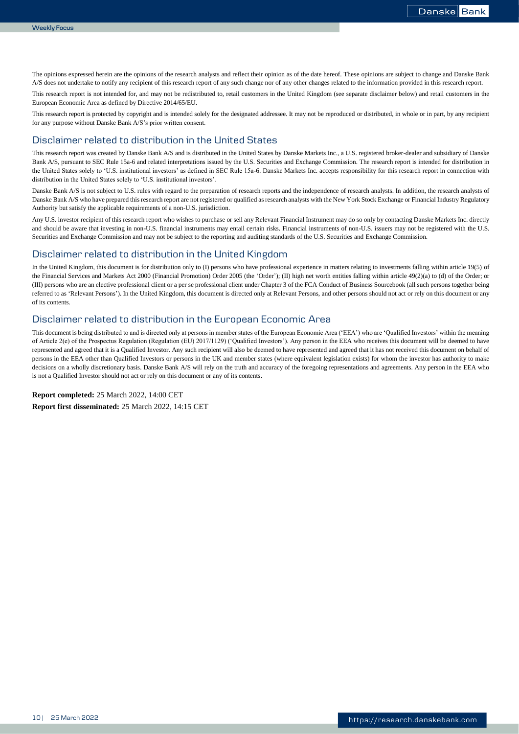The opinions expressed herein are the opinions of the research analysts and reflect their opinion as of the date hereof. These opinions are subject to change and Danske Bank A/S does not undertake to notify any recipient of this research report of any such change nor of any other changes related to the information provided in this research report.

This research report is not intended for, and may not be redistributed to, retail customers in the United Kingdom (see separate disclaimer below) and retail customers in the European Economic Area as defined by Directive 2014/65/EU.

This research report is protected by copyright and is intended solely for the designated addressee. It may not be reproduced or distributed, in whole or in part, by any recipient for any purpose without Danske Bank A/S's prior written consent.

## Disclaimer related to distribution in the United States

This research report was created by Danske Bank A/S and is distributed in the United States by Danske Markets Inc., a U.S. registered broker-dealer and subsidiary of Danske Bank A/S, pursuant to SEC Rule 15a-6 and related interpretations issued by the U.S. Securities and Exchange Commission. The research report is intended for distribution in the United States solely to 'U.S. institutional investors' as defined in SEC Rule 15a-6. Danske Markets Inc. accepts responsibility for this research report in connection with distribution in the United States solely to 'U.S. institutional investors'.

Danske Bank A/S is not subject to U.S. rules with regard to the preparation of research reports and the independence of research analysts. In addition, the research analysts of Danske Bank A/S who have prepared this research report are not registered or qualified as research analysts with the New York Stock Exchange or Financial Industry Regulatory Authority but satisfy the applicable requirements of a non-U.S. jurisdiction.

Any U.S. investor recipient of this research report who wishes to purchase or sell any Relevant Financial Instrument may do so only by contacting Danske Markets Inc. directly and should be aware that investing in non-U.S. financial instruments may entail certain risks. Financial instruments of non-U.S. issuers may not be registered with the U.S. Securities and Exchange Commission and may not be subject to the reporting and auditing standards of the U.S. Securities and Exchange Commission.

## Disclaimer related to distribution in the United Kingdom

In the United Kingdom, this document is for distribution only to (I) persons who have professional experience in matters relating to investments falling within article 19(5) of the Financial Services and Markets Act 2000 (Financial Promotion) Order 2005 (the 'Order'); (II) high net worth entities falling within article 49(2)(a) to (d) of the Order; or (III) persons who are an elective professional client or a per se professional client under Chapter 3 of the FCA Conduct of Business Sourcebook (all such persons together being referred to as 'Relevant Persons'). In the United Kingdom, this document is directed only at Relevant Persons, and other persons should not act or rely on this document or any of its contents.

## Disclaimer related to distribution in the European Economic Area

This document is being distributed to and is directed only at persons in member states of the European Economic Area ('EEA') who are 'Qualified Investors' within the meaning of Article 2(e) of the Prospectus Regulation (Regulation (EU) 2017/1129) ('Qualified Investors'). Any person in the EEA who receives this document will be deemed to have represented and agreed that it is a Qualified Investor. Any such recipient will also be deemed to have represented and agreed that it has not received this document on behalf of persons in the EEA other than Qualified Investors or persons in the UK and member states (where equivalent legislation exists) for whom the investor has authority to make decisions on a wholly discretionary basis. Danske Bank A/S will rely on the truth and accuracy of the foregoing representations and agreements. Any person in the EEA who is not a Qualified Investor should not act or rely on this document or any of its contents.

**Report completed:** 25 March 2022, 14:00 CET

**Report first disseminated:** 25 March 2022, 14:15 CET